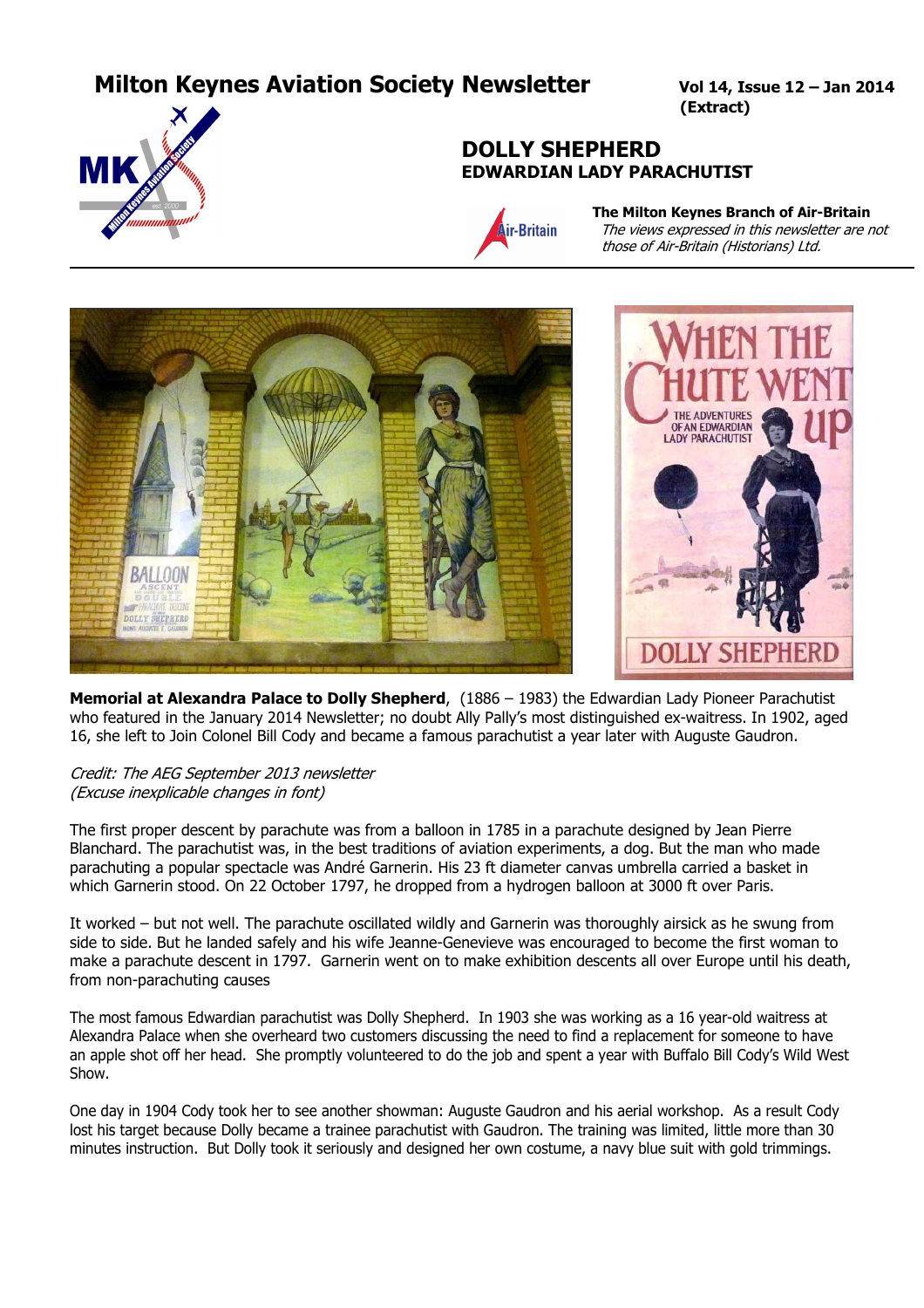# Milton Keynes Aviation Society Newsletter

**Vol 14, Issue 12 – Jan 2014 (Extract)**

## DOLLY SHEPHERD
### EDWARDIAN LADY PARACHUTIST

**The Milton Keynes Branch of Air-Britain**
*The views expressed in this newsletter are not those of Air-Britain (Historians) Ltd.*

**Memorial at Alexandra Palace to Dolly Shepherd**, (1886 – 1983) the Edwardian Lady Pioneer Parachutist who featured in the January 2014 Newsletter; no doubt Ally Pally's most distinguished ex-waitress. In 1902, aged 16, she left to Join Colonel Bill Cody and became a famous parachutist a year later with Auguste Gaudron.

*Credit: The AEG September 2013 newsletter*
*(Excuse inexplicable changes in font)*

The first proper descent by parachute was from a balloon in 1785 in a parachute designed by Jean Pierre Blanchard. The parachutist was, in the best traditions of aviation experiments, a dog. But the man who made parachuting a popular spectacle was André Garnerin. His 23 ft diameter canvas umbrella carried a basket in which Garnerin stood. On 22 October 1797, he dropped from a hydrogen balloon at 3000 ft over Paris.

It worked – but not well. The parachute oscillated wildly and Garnerin was thoroughly airsick as he swung from side to side. But he landed safely and his wife Jeanne-Genevieve was encouraged to become the first woman to make a parachute descent in 1797. Garnerin went on to make exhibition descents all over Europe until his death, from non-parachuting causes

The most famous Edwardian parachutist was Dolly Shepherd. In 1903 she was working as a 16 year-old waitress at Alexandra Palace when she overheard two customers discussing the need to find a replacement for someone to have an apple shot off her head. She promptly volunteered to do the job and spent a year with Buffalo Bill Cody's Wild West Show.

One day in 1904 Cody took her to see another showman: Auguste Gaudron and his aerial workshop. As a result Cody lost his target because Dolly became a trainee parachutist with Gaudron. The training was limited, little more than 30 minutes instruction. But Dolly took it seriously and designed her own costume, a navy blue suit with gold trimmings.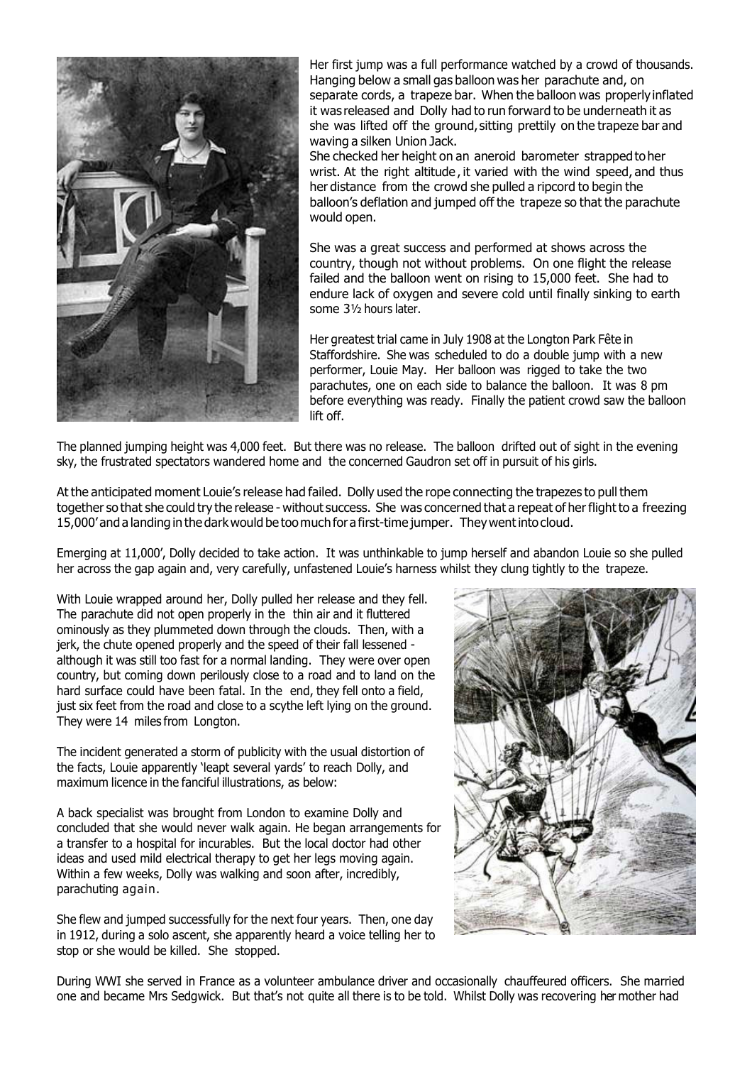Her first jump was a full performance watched by a crowd of thousands. Hanging below a small gas balloon was her parachute and, on separate cords, a trapeze bar. When the balloon was properly inflated it was released and Dolly had to run forward to be underneath it as she was lifted off the ground, sitting prettily on the trapeze bar and waving a silken Union Jack.

She checked her height on an aneroid barometer strapped to her wrist. At the right altitude, it varied with the wind speed, and thus her distance from the crowd she pulled a ripcord to begin the balloon's deflation and jumped off the trapeze so that the parachute would open.

She was a great success and performed at shows across the country, though not without problems. On one flight the release failed and the balloon went on rising to 15,000 feet. She had to endure lack of oxygen and severe cold until finally sinking to earth some 3½ hours later.

Her greatest trial came in July 1908 at the Longton Park Fête in Staffordshire. She was scheduled to do a double jump with a new performer, Louie May. Her balloon was rigged to take the two parachutes, one on each side to balance the balloon. It was 8 pm before everything was ready. Finally the patient crowd saw the balloon lift off.

The planned jumping height was 4,000 feet. But there was no release. The balloon drifted out of sight in the evening sky, the frustrated spectators wandered home and the concerned Gaudron set off in pursuit of his girls.

At the anticipated moment Louie's release had failed. Dolly used the rope connecting the trapezes to pull them together so that she could try the release - without success. She was concerned that a repeat of her flight to a freezing 15,000' and a landing in the dark would be too much for a first-time jumper. They went into cloud.

Emerging at 11,000', Dolly decided to take action. It was unthinkable to jump herself and abandon Louie so she pulled her across the gap again and, very carefully, unfastened Louie's harness whilst they clung tightly to the trapeze.

With Louie wrapped around her, Dolly pulled her release and they fell. The parachute did not open properly in the thin air and it fluttered ominously as they plummeted down through the clouds. Then, with a jerk, the chute opened properly and the speed of their fall lessened - although it was still too fast for a normal landing. They were over open country, but coming down perilously close to a road and to land on the hard surface could have been fatal. In the end, they fell onto a field, just six feet from the road and close to a scythe left lying on the ground. They were 14 miles from Longton.

The incident generated a storm of publicity with the usual distortion of the facts, Louie apparently 'leapt several yards' to reach Dolly, and maximum licence in the fanciful illustrations, as below:

A back specialist was brought from London to examine Dolly and concluded that she would never walk again. He began arrangements for a transfer to a hospital for incurables. But the local doctor had other ideas and used mild electrical therapy to get her legs moving again. Within a few weeks, Dolly was walking and soon after, incredibly, parachuting again.

She flew and jumped successfully for the next four years. Then, one day in 1912, during a solo ascent, she apparently heard a voice telling her to stop or she would be killed. She stopped.

During WWI she served in France as a volunteer ambulance driver and occasionally chauffeured officers. She married one and became Mrs Sedgwick. But that's not quite all there is to be told. Whilst Dolly was recovering her mother had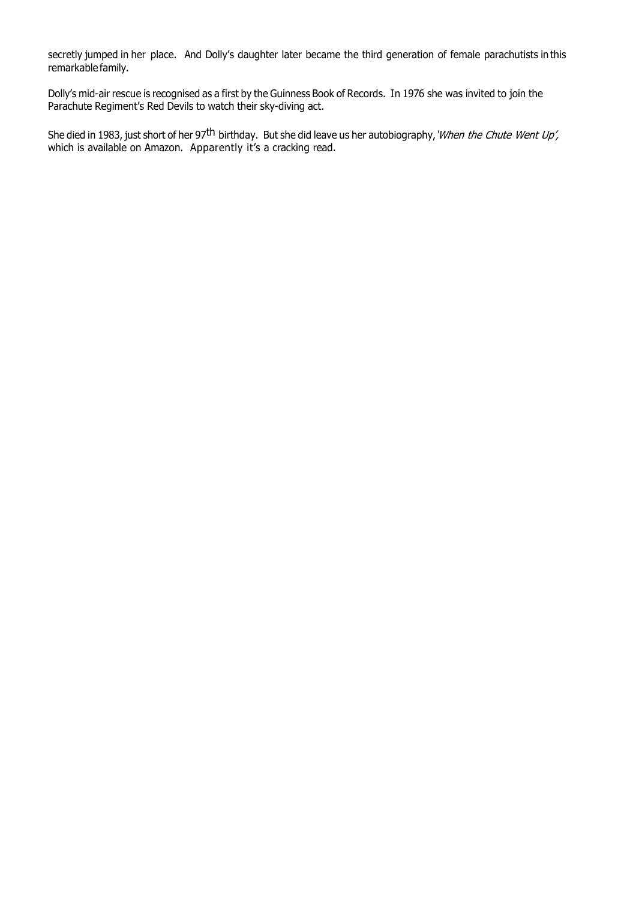secretly jumped in her place. And Dolly's daughter later became the third generation of female parachutists in this remarkable family.

Dolly's mid-air rescue is recognised as a first by the Guinness Book of Records. In 1976 she was invited to join the Parachute Regiment's Red Devils to watch their sky-diving act.

She died in 1983, just short of her 97th birthday. But she did leave us her autobiography, '*When the Chute Went Up*', which is available on Amazon. Apparently it's a cracking read.